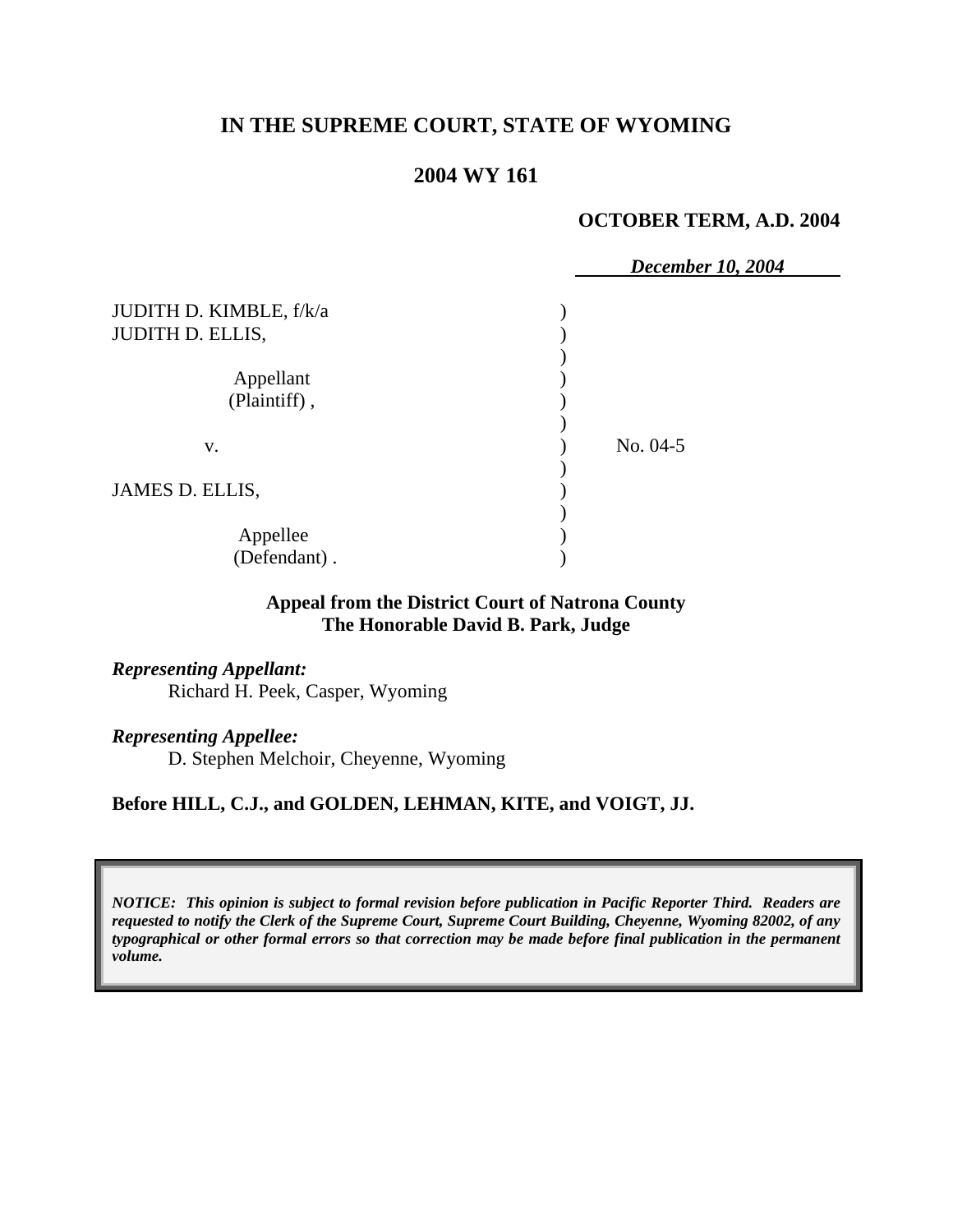**IN THE SUPREME COURT, STATE OF WYOMING**

**2004 WY 161**

**OCTOBER TERM, A.D. 2004**

***December 10, 2004***

JUDITH D. KIMBLE, f/k/a
JUDITH D. ELLIS,

Appellant
(Plaintiff) ,

v.

JAMES D. ELLIS,

Appellee
(Defendant) .

No. 04-5

**Appeal from the District Court of Natrona County**
**The Honorable David B. Park, Judge**

***Representing Appellant:***
Richard H. Peek, Casper, Wyoming

***Representing Appellee:***
D. Stephen Melchoir, Cheyenne, Wyoming

**Before HILL, C.J., and GOLDEN, LEHMAN, KITE, and VOIGT, JJ.**

***NOTICE: This opinion is subject to formal revision before publication in Pacific Reporter Third. Readers are requested to notify the Clerk of the Supreme Court, Supreme Court Building, Cheyenne, Wyoming 82002, of any typographical or other formal errors so that correction may be made before final publication in the permanent volume.***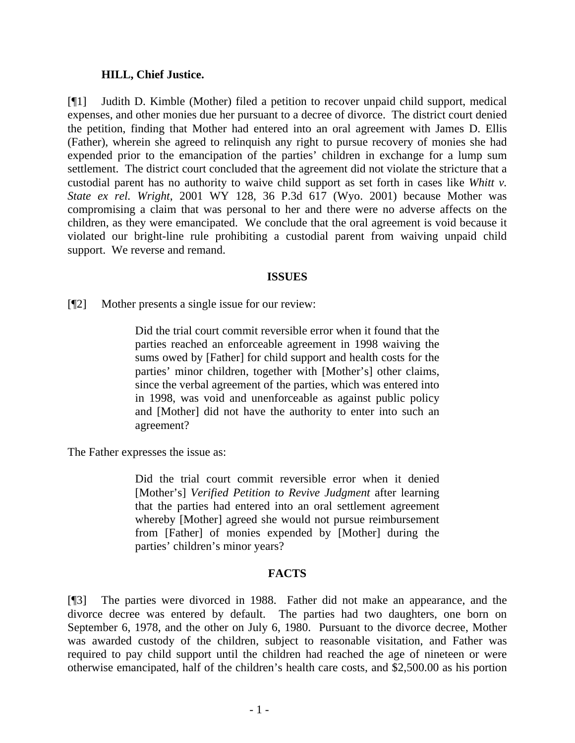**HILL, Chief Justice.**

[¶1] Judith D. Kimble (Mother) filed a petition to recover unpaid child support, medical expenses, and other monies due her pursuant to a decree of divorce. The district court denied the petition, finding that Mother had entered into an oral agreement with James D. Ellis (Father), wherein she agreed to relinquish any right to pursue recovery of monies she had expended prior to the emancipation of the parties' children in exchange for a lump sum settlement. The district court concluded that the agreement did not violate the stricture that a custodial parent has no authority to waive child support as set forth in cases like *Whitt v. State ex rel. Wright*, 2001 WY 128, 36 P.3d 617 (Wyo. 2001) because Mother was compromising a claim that was personal to her and there were no adverse affects on the children, as they were emancipated. We conclude that the oral agreement is void because it violated our bright-line rule prohibiting a custodial parent from waiving unpaid child support. We reverse and remand.

**ISSUES**

[¶2] Mother presents a single issue for our review:

> Did the trial court commit reversible error when it found that the parties reached an enforceable agreement in 1998 waiving the sums owed by [Father] for child support and health costs for the parties' minor children, together with [Mother's] other claims, since the verbal agreement of the parties, which was entered into in 1998, was void and unenforceable as against public policy and [Mother] did not have the authority to enter into such an agreement?

The Father expresses the issue as:

> Did the trial court commit reversible error when it denied [Mother's] *Verified Petition to Revive Judgment* after learning that the parties had entered into an oral settlement agreement whereby [Mother] agreed she would not pursue reimbursement from [Father] of monies expended by [Mother] during the parties' children's minor years?

**FACTS**

[¶3] The parties were divorced in 1988. Father did not make an appearance, and the divorce decree was entered by default. The parties had two daughters, one born on September 6, 1978, and the other on July 6, 1980. Pursuant to the divorce decree, Mother was awarded custody of the children, subject to reasonable visitation, and Father was required to pay child support until the children had reached the age of nineteen or were otherwise emancipated, half of the children's health care costs, and $2,500.00 as his portion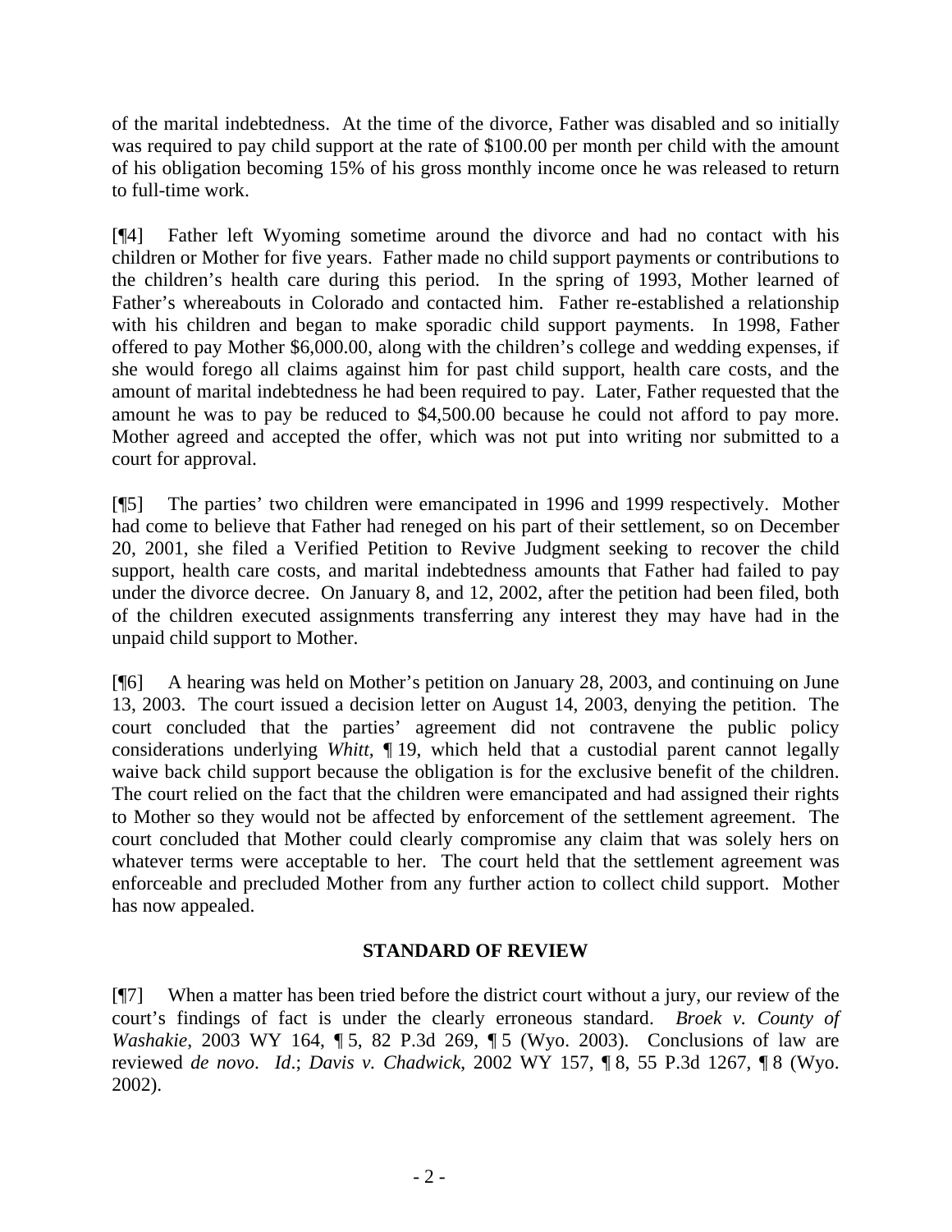of the marital indebtedness. At the time of the divorce, Father was disabled and so initially was required to pay child support at the rate of $100.00 per month per child with the amount of his obligation becoming 15% of his gross monthly income once he was released to return to full-time work.

[¶4] Father left Wyoming sometime around the divorce and had no contact with his children or Mother for five years. Father made no child support payments or contributions to the children's health care during this period. In the spring of 1993, Mother learned of Father's whereabouts in Colorado and contacted him. Father re-established a relationship with his children and began to make sporadic child support payments. In 1998, Father offered to pay Mother $6,000.00, along with the children's college and wedding expenses, if she would forego all claims against him for past child support, health care costs, and the amount of marital indebtedness he had been required to pay. Later, Father requested that the amount he was to pay be reduced to $4,500.00 because he could not afford to pay more. Mother agreed and accepted the offer, which was not put into writing nor submitted to a court for approval.

[¶5] The parties' two children were emancipated in 1996 and 1999 respectively. Mother had come to believe that Father had reneged on his part of their settlement, so on December 20, 2001, she filed a Verified Petition to Revive Judgment seeking to recover the child support, health care costs, and marital indebtedness amounts that Father had failed to pay under the divorce decree. On January 8, and 12, 2002, after the petition had been filed, both of the children executed assignments transferring any interest they may have had in the unpaid child support to Mother.

[¶6] A hearing was held on Mother's petition on January 28, 2003, and continuing on June 13, 2003. The court issued a decision letter on August 14, 2003, denying the petition. The court concluded that the parties' agreement did not contravene the public policy considerations underlying *Whitt*, ¶ 19, which held that a custodial parent cannot legally waive back child support because the obligation is for the exclusive benefit of the children. The court relied on the fact that the children were emancipated and had assigned their rights to Mother so they would not be affected by enforcement of the settlement agreement. The court concluded that Mother could clearly compromise any claim that was solely hers on whatever terms were acceptable to her. The court held that the settlement agreement was enforceable and precluded Mother from any further action to collect child support. Mother has now appealed.

## STANDARD OF REVIEW

[¶7] When a matter has been tried before the district court without a jury, our review of the court's findings of fact is under the clearly erroneous standard. *Broek v. County of Washakie*, 2003 WY 164, ¶ 5, 82 P.3d 269, ¶ 5 (Wyo. 2003). Conclusions of law are reviewed *de novo*. *Id*.; *Davis v. Chadwick*, 2002 WY 157, ¶ 8, 55 P.3d 1267, ¶ 8 (Wyo. 2002).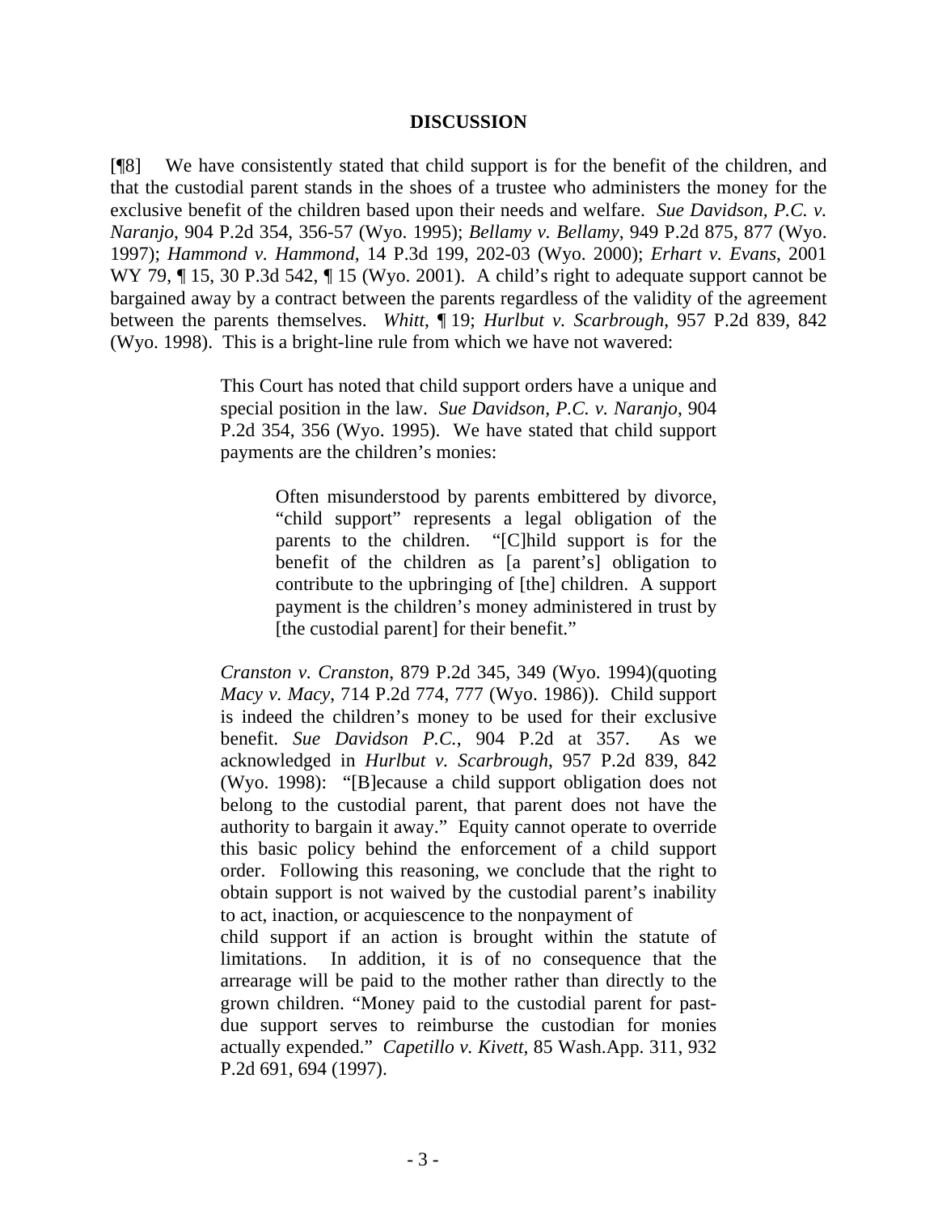## DISCUSSION

[¶8] We have consistently stated that child support is for the benefit of the children, and that the custodial parent stands in the shoes of a trustee who administers the money for the exclusive benefit of the children based upon their needs and welfare. *Sue Davidson, P.C. v. Naranjo*, 904 P.2d 354, 356-57 (Wyo. 1995); *Bellamy v. Bellamy*, 949 P.2d 875, 877 (Wyo. 1997); *Hammond v. Hammond*, 14 P.3d 199, 202-03 (Wyo. 2000); *Erhart v. Evans*, 2001 WY 79, ¶ 15, 30 P.3d 542, ¶ 15 (Wyo. 2001). A child's right to adequate support cannot be bargained away by a contract between the parents regardless of the validity of the agreement between the parents themselves. *Whitt*, ¶ 19; *Hurlbut v. Scarbrough*, 957 P.2d 839, 842 (Wyo. 1998). This is a bright-line rule from which we have not wavered:

> This Court has noted that child support orders have a unique and special position in the law. *Sue Davidson, P.C. v. Naranjo*, 904 P.2d 354, 356 (Wyo. 1995). We have stated that child support payments are the children's monies:
>
> > Often misunderstood by parents embittered by divorce, "child support" represents a legal obligation of the parents to the children. "[C]hild support is for the benefit of the children as [a parent's] obligation to contribute to the upbringing of [the] children. A support payment is the children's money administered in trust by [the custodial parent] for their benefit."
>
> *Cranston v. Cranston*, 879 P.2d 345, 349 (Wyo. 1994)(quoting *Macy v. Macy*, 714 P.2d 774, 777 (Wyo. 1986)). Child support is indeed the children's money to be used for their exclusive benefit. *Sue Davidson P.C.*, 904 P.2d at 357. As we acknowledged in *Hurlbut v. Scarbrough*, 957 P.2d 839, 842 (Wyo. 1998): "[B]ecause a child support obligation does not belong to the custodial parent, that parent does not have the authority to bargain it away." Equity cannot operate to override this basic policy behind the enforcement of a child support order. Following this reasoning, we conclude that the right to obtain support is not waived by the custodial parent's inability to act, inaction, or acquiescence to the nonpayment of child support if an action is brought within the statute of limitations. In addition, it is of no consequence that the arrearage will be paid to the mother rather than directly to the grown children. "Money paid to the custodial parent for past-due support serves to reimburse the custodian for monies actually expended." *Capetillo v. Kivett*, 85 Wash.App. 311, 932 P.2d 691, 694 (1997).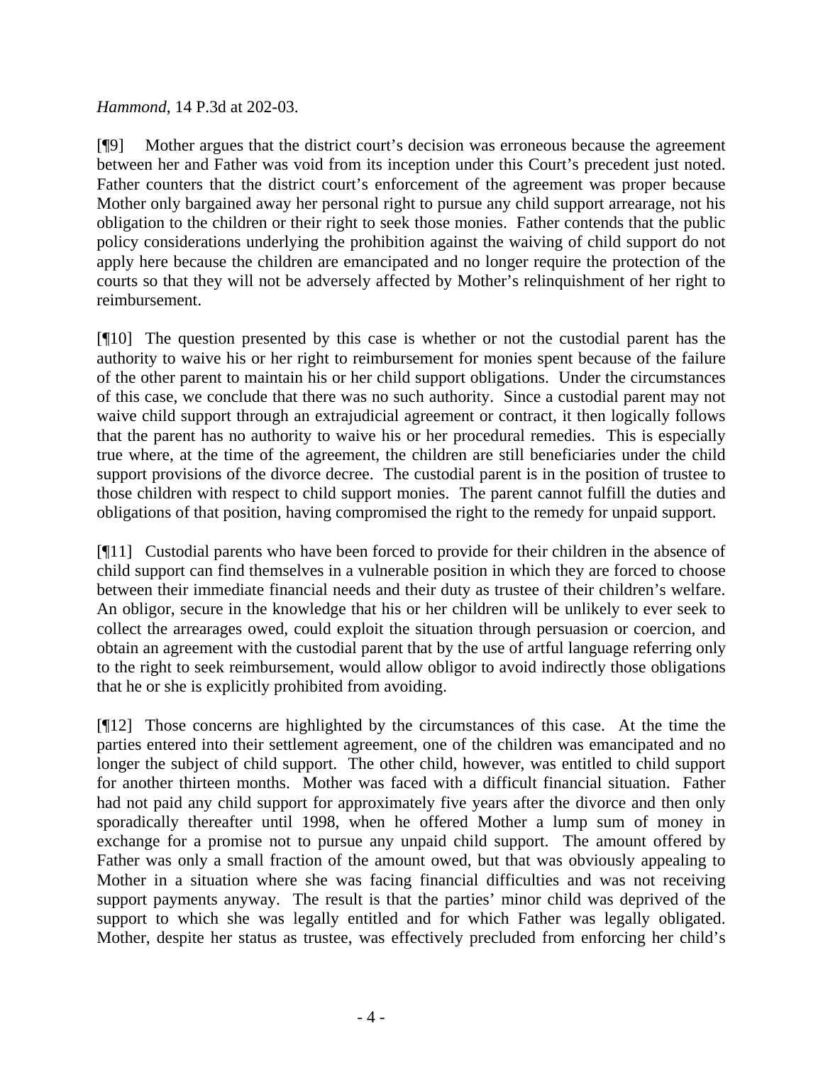*Hammond*, 14 P.3d at 202-03.

[¶9] Mother argues that the district court's decision was erroneous because the agreement between her and Father was void from its inception under this Court's precedent just noted. Father counters that the district court's enforcement of the agreement was proper because Mother only bargained away her personal right to pursue any child support arrearage, not his obligation to the children or their right to seek those monies. Father contends that the public policy considerations underlying the prohibition against the waiving of child support do not apply here because the children are emancipated and no longer require the protection of the courts so that they will not be adversely affected by Mother's relinquishment of her right to reimbursement.

[¶10] The question presented by this case is whether or not the custodial parent has the authority to waive his or her right to reimbursement for monies spent because of the failure of the other parent to maintain his or her child support obligations. Under the circumstances of this case, we conclude that there was no such authority. Since a custodial parent may not waive child support through an extrajudicial agreement or contract, it then logically follows that the parent has no authority to waive his or her procedural remedies. This is especially true where, at the time of the agreement, the children are still beneficiaries under the child support provisions of the divorce decree. The custodial parent is in the position of trustee to those children with respect to child support monies. The parent cannot fulfill the duties and obligations of that position, having compromised the right to the remedy for unpaid support.

[¶11] Custodial parents who have been forced to provide for their children in the absence of child support can find themselves in a vulnerable position in which they are forced to choose between their immediate financial needs and their duty as trustee of their children's welfare. An obligor, secure in the knowledge that his or her children will be unlikely to ever seek to collect the arrearages owed, could exploit the situation through persuasion or coercion, and obtain an agreement with the custodial parent that by the use of artful language referring only to the right to seek reimbursement, would allow obligor to avoid indirectly those obligations that he or she is explicitly prohibited from avoiding.

[¶12] Those concerns are highlighted by the circumstances of this case. At the time the parties entered into their settlement agreement, one of the children was emancipated and no longer the subject of child support. The other child, however, was entitled to child support for another thirteen months. Mother was faced with a difficult financial situation. Father had not paid any child support for approximately five years after the divorce and then only sporadically thereafter until 1998, when he offered Mother a lump sum of money in exchange for a promise not to pursue any unpaid child support. The amount offered by Father was only a small fraction of the amount owed, but that was obviously appealing to Mother in a situation where she was facing financial difficulties and was not receiving support payments anyway. The result is that the parties' minor child was deprived of the support to which she was legally entitled and for which Father was legally obligated. Mother, despite her status as trustee, was effectively precluded from enforcing her child's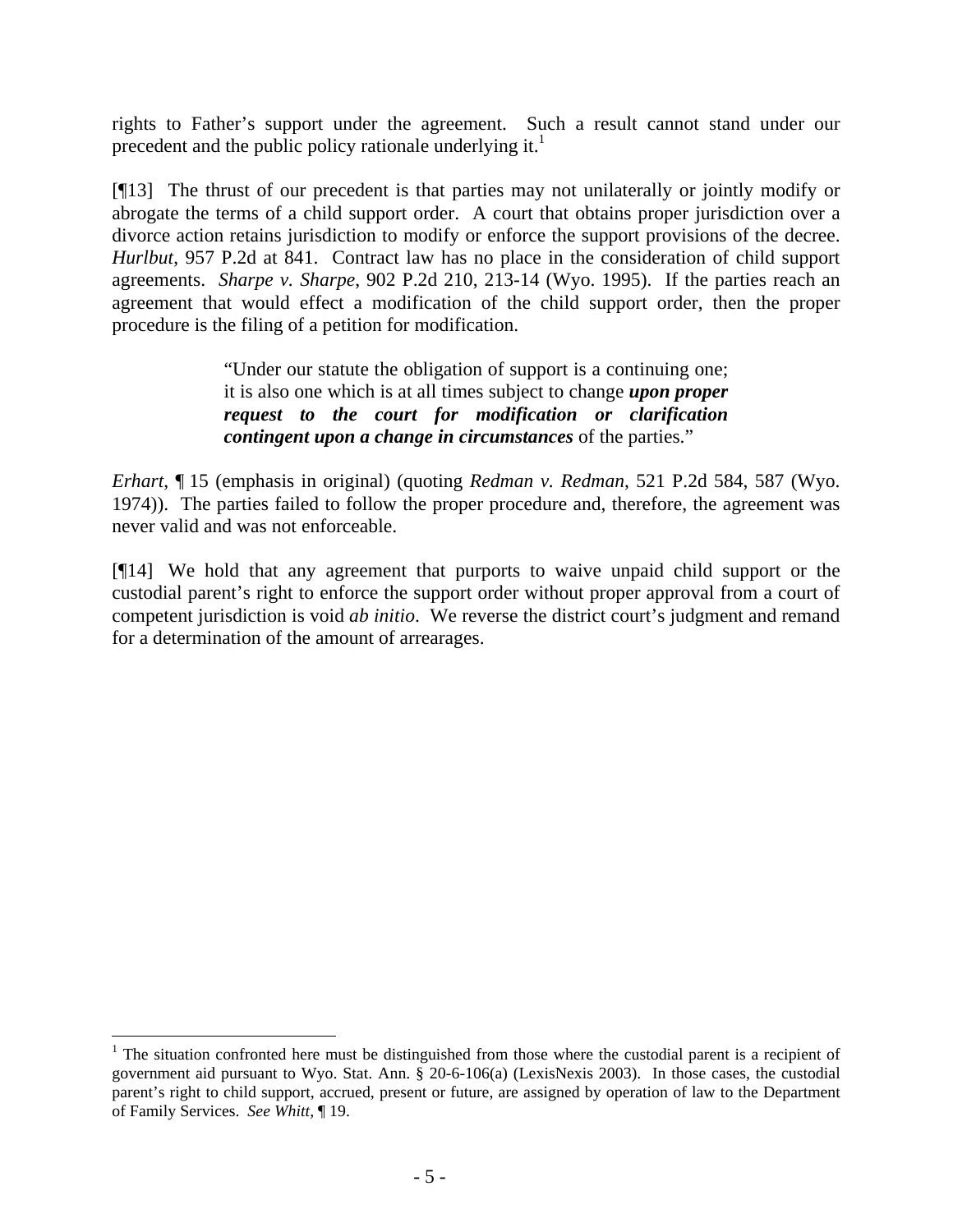rights to Father's support under the agreement. Such a result cannot stand under our precedent and the public policy rationale underlying it.[1]

[¶13] The thrust of our precedent is that parties may not unilaterally or jointly modify or abrogate the terms of a child support order. A court that obtains proper jurisdiction over a divorce action retains jurisdiction to modify or enforce the support provisions of the decree. *Hurlbut*, 957 P.2d at 841. Contract law has no place in the consideration of child support agreements. *Sharpe v. Sharpe*, 902 P.2d 210, 213-14 (Wyo. 1995). If the parties reach an agreement that would effect a modification of the child support order, then the proper procedure is the filing of a petition for modification.

> "Under our statute the obligation of support is a continuing one; it is also one which is at all times subject to change ***upon proper request to the court for modification or clarification contingent upon a change in circumstances*** of the parties."

*Erhart*, ¶ 15 (emphasis in original) (quoting *Redman v. Redman*, 521 P.2d 584, 587 (Wyo. 1974)). The parties failed to follow the proper procedure and, therefore, the agreement was never valid and was not enforceable.

[¶14] We hold that any agreement that purports to waive unpaid child support or the custodial parent's right to enforce the support order without proper approval from a court of competent jurisdiction is void *ab initio*. We reverse the district court's judgment and remand for a determination of the amount of arrearages.

---

[1] The situation confronted here must be distinguished from those where the custodial parent is a recipient of government aid pursuant to Wyo. Stat. Ann. § 20-6-106(a) (LexisNexis 2003). In those cases, the custodial parent's right to child support, accrued, present or future, are assigned by operation of law to the Department of Family Services. *See Whitt*, ¶ 19.